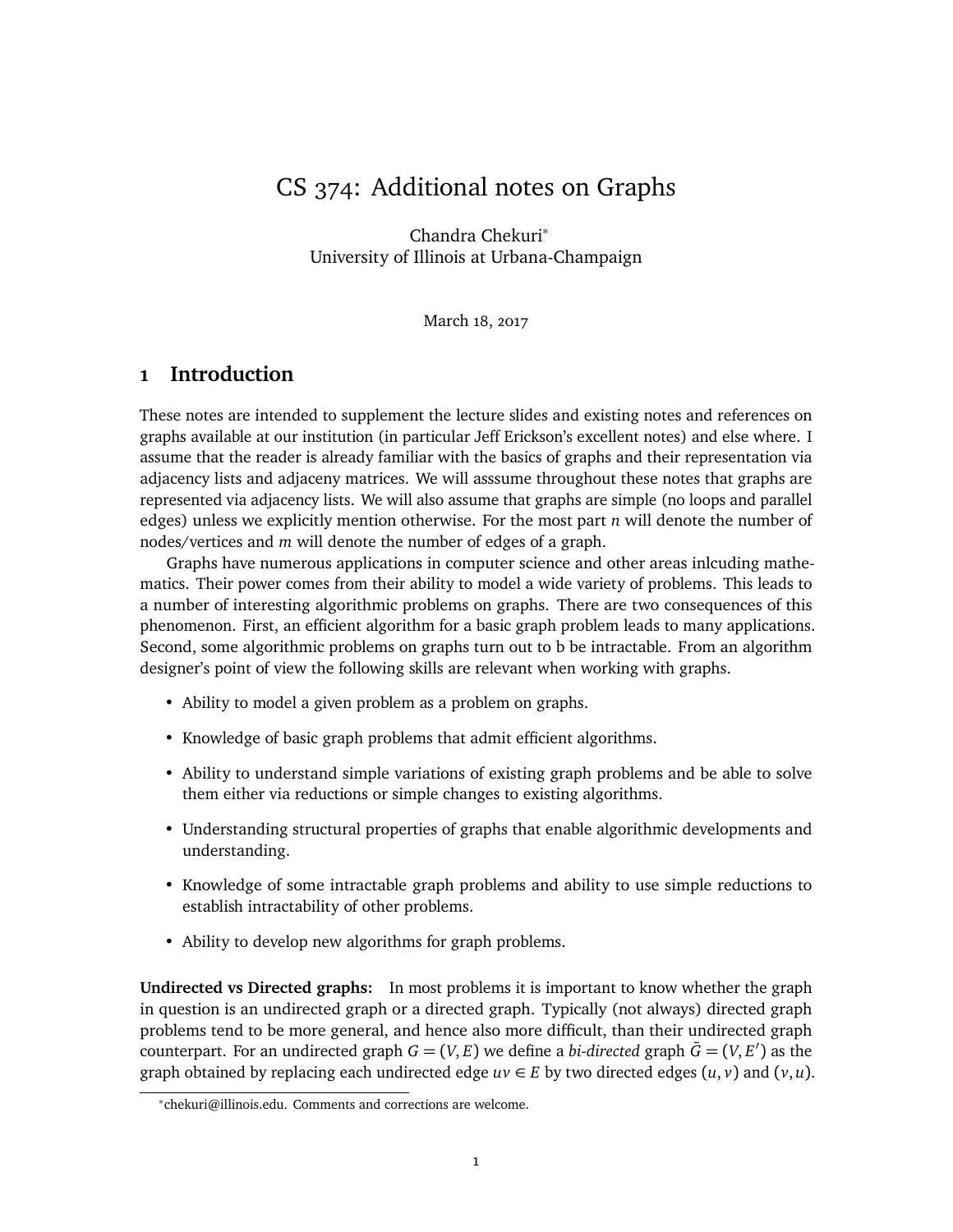# CS 374: Additional notes on Graphs

Chandra Chekuri[*]
University of Illinois at Urbana-Champaign

March 18, 2017

## 1 Introduction

These notes are intended to supplement the lecture slides and existing notes and references on graphs available at our institution (in particular Jeff Erickson's excellent notes) and else where. I assume that the reader is already familiar with the basics of graphs and their representation via adjacency lists and adjaceny matrices. We will asssume throughout these notes that graphs are represented via adjacency lists. We will also assume that graphs are simple (no loops and parallel edges) unless we explicitly mention otherwise. For the most part $n$ will denote the number of nodes/vertices and $m$ will denote the number of edges of a graph.

Graphs have numerous applications in computer science and other areas inlcuding mathematics. Their power comes from their ability to model a wide variety of problems. This leads to a number of interesting algorithmic problems on graphs. There are two consequences of this phenomenon. First, an efficient algorithm for a basic graph problem leads to many applications. Second, some algorithmic problems on graphs turn out to b be intractable. From an algorithm designer's point of view the following skills are relevant when working with graphs.

- Ability to model a given problem as a problem on graphs.
- Knowledge of basic graph problems that admit efficient algorithms.
- Ability to understand simple variations of existing graph problems and be able to solve them either via reductions or simple changes to existing algorithms.
- Understanding structural properties of graphs that enable algorithmic developments and understanding.
- Knowledge of some intractable graph problems and ability to use simple reductions to establish intractability of other problems.
- Ability to develop new algorithms for graph problems.

**Undirected vs Directed graphs:** In most problems it is important to know whether the graph in question is an undirected graph or a directed graph. Typically (not always) directed graph problems tend to be more general, and hence also more difficult, than their undirected graph counterpart. For an undirected graph $G = (V, E)$ we define a *bi-directed* graph $\bar{G} = (V, E')$ as the graph obtained by replacing each undirected edge $uv \in E$ by two directed edges $(u, v)$ and $(v, u)$.

[*] chekuri@illinois.edu. Comments and corrections are welcome.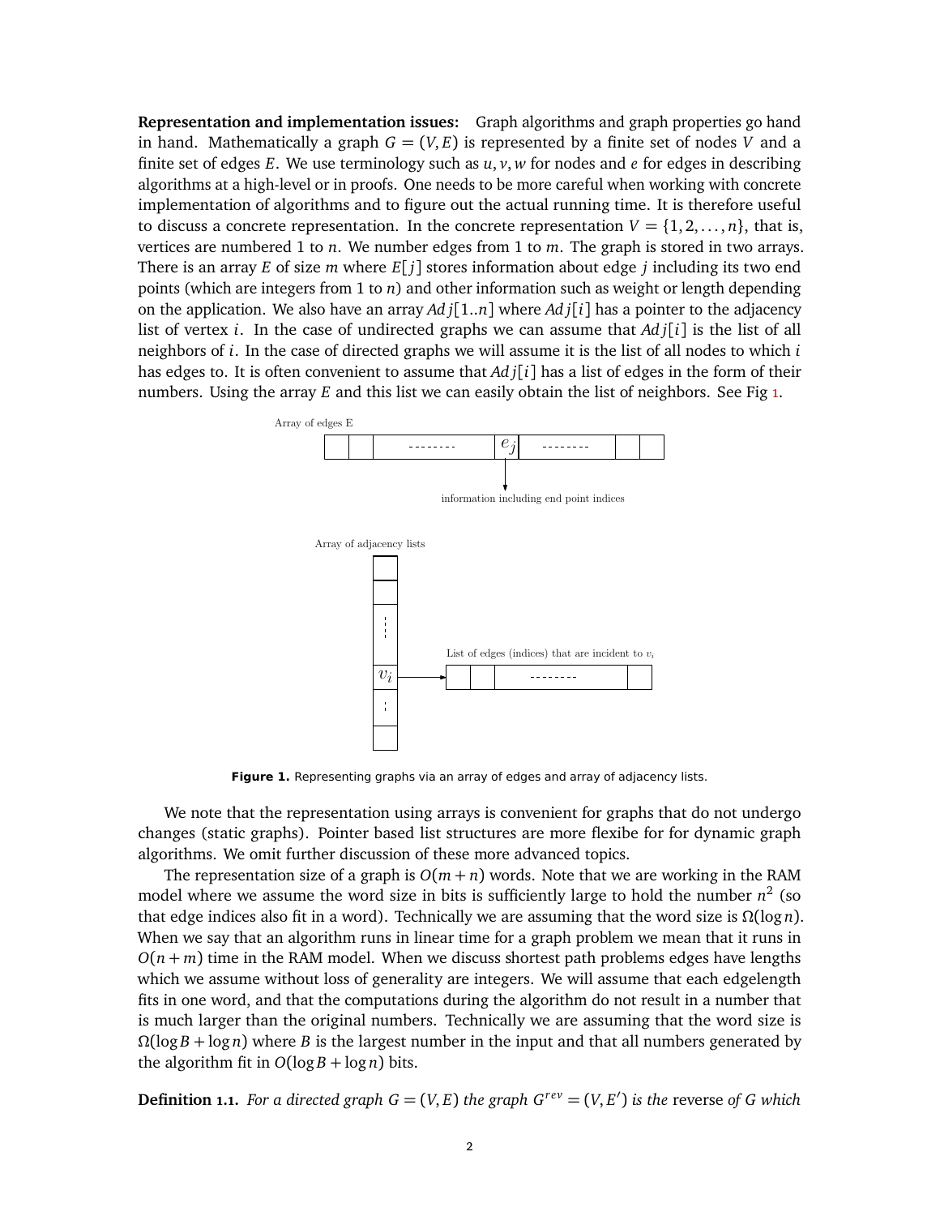**Representation and implementation issues:** Graph algorithms and graph properties go hand in hand. Mathematically a graph $G = (V, E)$ is represented by a finite set of nodes $V$ and a finite set of edges $E$. We use terminology such as $u, v, w$ for nodes and $e$ for edges in describing algorithms at a high-level or in proofs. One needs to be more careful when working with concrete implementation of algorithms and to figure out the actual running time. It is therefore useful to discuss a concrete representation. In the concrete representation $V = \{1, 2, \ldots, n\}$, that is, vertices are numbered 1 to $n$. We number edges from 1 to $m$. The graph is stored in two arrays. There is an array $E$ of size $m$ where $E[j]$ stores information about edge $j$ including its two end points (which are integers from 1 to $n$) and other information such as weight or length depending on the application. We also have an array $Adj[1..n]$ where $Adj[i]$ has a pointer to the adjacency list of vertex $i$. In the case of undirected graphs we can assume that $Adj[i]$ is the list of all neighbors of $i$. In the case of directed graphs we will assume it is the list of all nodes to which $i$ has edges to. It is often convenient to assume that $Adj[i]$ has a list of edges in the form of their numbers. Using the array $E$ and this list we can easily obtain the list of neighbors. See Fig 1.

Array of edges E

$e_j$

information including end point indices

Array of adjacency lists

$v_i$

List of edges (indices) that are incident to $v_i$

**Figure 1.** Representing graphs via an array of edges and array of adjacency lists.

We note that the representation using arrays is convenient for graphs that do not undergo changes (static graphs). Pointer based list structures are more flexibe for for dynamic graph algorithms. We omit further discussion of these more advanced topics.

The representation size of a graph is $O(m+n)$ words. Note that we are working in the RAM model where we assume the word size in bits is sufficiently large to hold the number $n^2$ (so that edge indices also fit in a word). Technically we are assuming that the word size is $\Omega(\log n)$. When we say that an algorithm runs in linear time for a graph problem we mean that it runs in $O(n+m)$ time in the RAM model. When we discuss shortest path problems edges have lengths which we assume without loss of generality are integers. We will assume that each edgelength fits in one word, and that the computations during the algorithm do not result in a number that is much larger than the original numbers. Technically we are assuming that the word size is $\Omega(\log B + \log n)$ where $B$ is the largest number in the input and that all numbers generated by the algorithm fit in $O(\log B + \log n)$ bits.

**Definition 1.1.** *For a directed graph $G = (V, E)$ the graph $G^{rev} = (V, E')$ is the* reverse *of G which*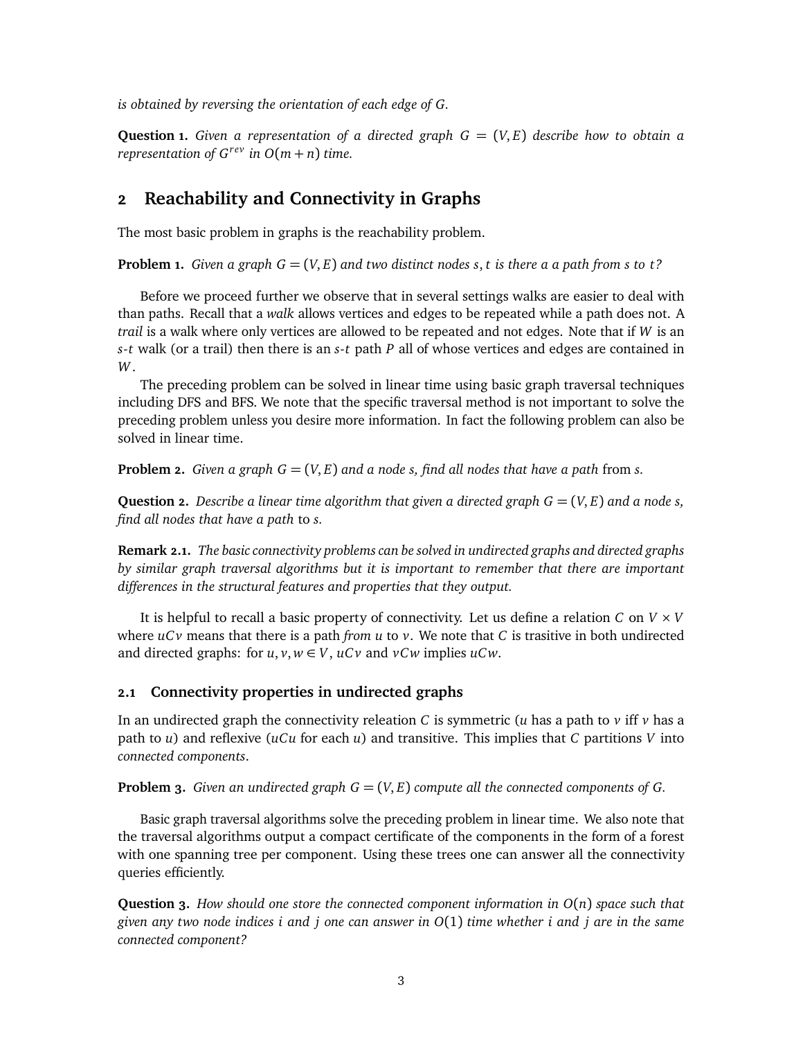*is obtained by reversing the orientation of each edge of $G$.*

**Question 1.** *Given a representation of a directed graph $G = (V, E)$ describe how to obtain a representation of $G^{rev}$ in $O(m + n)$ time.*

## 2 Reachability and Connectivity in Graphs

The most basic problem in graphs is the reachability problem.

**Problem 1.** *Given a graph $G = (V, E)$ and two distinct nodes $s, t$ is there a a path from $s$ to $t$?*

Before we proceed further we observe that in several settings walks are easier to deal with than paths. Recall that a *walk* allows vertices and edges to be repeated while a path does not. A *trail* is a walk where only vertices are allowed to be repeated and not edges. Note that if $W$ is an $s$-$t$ walk (or a trail) then there is an $s$-$t$ path $P$ all of whose vertices and edges are contained in $W$.

The preceding problem can be solved in linear time using basic graph traversal techniques including DFS and BFS. We note that the specific traversal method is not important to solve the preceding problem unless you desire more information. In fact the following problem can also be solved in linear time.

**Problem 2.** *Given a graph $G = (V, E)$ and a node $s$, find all nodes that have a path* from *$s$.*

**Question 2.** *Describe a linear time algorithm that given a directed graph $G = (V, E)$ and a node $s$, find all nodes that have a path* to *$s$.*

**Remark 2.1.** *The basic connectivity problems can be solved in undirected graphs and directed graphs by similar graph traversal algorithms but it is important to remember that there are important differences in the structural features and properties that they output.*

It is helpful to recall a basic property of connectivity. Let us define a relation $C$ on $V \times V$ where $uCv$ means that there is a path *from* $u$ to $v$. We note that $C$ is trasitive in both undirected and directed graphs: for $u, v, w \in V$, $uCv$ and $vCw$ implies $uCw$.

### 2.1 Connectivity properties in undirected graphs

In an undirected graph the connectivity releation $C$ is symmetric ($u$ has a path to $v$ iff $v$ has a path to $u$) and reflexive ($uCu$ for each $u$) and transitive. This implies that $C$ partitions $V$ into *connected components*.

**Problem 3.** *Given an undirected graph $G = (V, E)$ compute all the connected components of $G$.*

Basic graph traversal algorithms solve the preceding problem in linear time. We also note that the traversal algorithms output a compact certificate of the components in the form of a forest with one spanning tree per component. Using these trees one can answer all the connectivity queries efficiently.

**Question 3.** *How should one store the connected component information in $O(n)$ space such that given any two node indices $i$ and $j$ one can answer in $O(1)$ time whether $i$ and $j$ are in the same connected component?*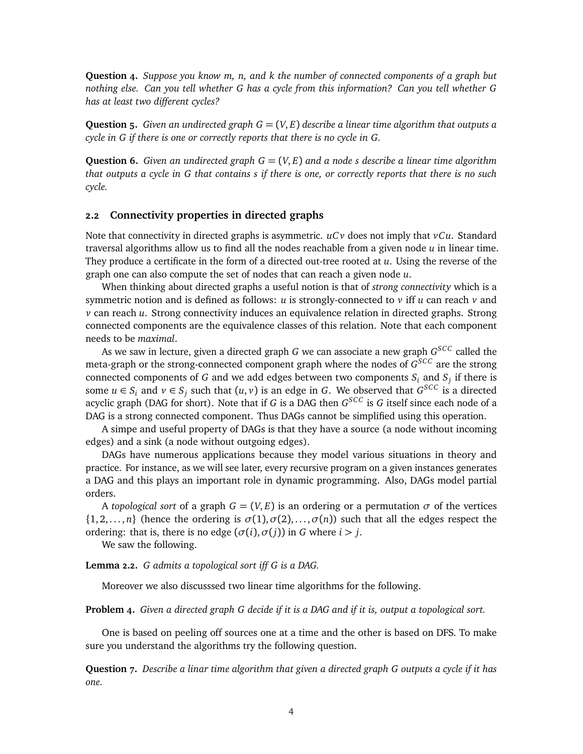**Question 4.** *Suppose you know m, n, and k the number of connected components of a graph but nothing else. Can you tell whether G has a cycle from this information? Can you tell whether G has at least two different cycles?*

**Question 5.** *Given an undirected graph $G = (V, E)$ describe a linear time algorithm that outputs a cycle in G if there is one or correctly reports that there is no cycle in G.*

**Question 6.** *Given an undirected graph $G = (V, E)$ and a node s describe a linear time algorithm that outputs a cycle in G that contains s if there is one, or correctly reports that there is no such cycle.*

### 2.2 Connectivity properties in directed graphs

Note that connectivity in directed graphs is asymmetric. $uCv$ does not imply that $vCu$. Standard traversal algorithms allow us to find all the nodes reachable from a given node $u$ in linear time. They produce a certificate in the form of a directed out-tree rooted at $u$. Using the reverse of the graph one can also compute the set of nodes that can reach a given node $u$.

When thinking about directed graphs a useful notion is that of *strong connectivity* which is a symmetric notion and is defined as follows: $u$ is strongly-connected to $v$ iff $u$ can reach $v$ and $v$ can reach $u$. Strong connectivity induces an equivalence relation in directed graphs. Strong connected components are the equivalence classes of this relation. Note that each component needs to be *maximal*.

As we saw in lecture, given a directed graph $G$ we can associate a new graph $G^{SCC}$ called the meta-graph or the strong-connected component graph where the nodes of $G^{SCC}$ are the strong connected components of $G$ and we add edges between two components $S_i$ and $S_j$ if there is some $u \in S_i$ and $v \in S_j$ such that $(u, v)$ is an edge in $G$. We observed that $G^{SCC}$ is a directed acyclic graph (DAG for short). Note that if $G$ is a DAG then $G^{SCC}$ is $G$ itself since each node of a DAG is a strong connected component. Thus DAGs cannot be simplified using this operation.

A simpe and useful property of DAGs is that they have a source (a node without incoming edges) and a sink (a node without outgoing edges).

DAGs have numerous applications because they model various situations in theory and practice. For instance, as we will see later, every recursive program on a given instances generates a DAG and this plays an important role in dynamic programming. Also, DAGs model partial orders.

A *topological sort* of a graph $G = (V, E)$ is an ordering or a permutation $\sigma$ of the vertices $\{1, 2, \ldots, n\}$ (hence the ordering is $\sigma(1), \sigma(2), \ldots, \sigma(n)$) such that all the edges respect the ordering: that is, there is no edge $(\sigma(i), \sigma(j))$ in $G$ where $i > j$.

We saw the following.

**Lemma 2.2.** *G admits a topological sort iff G is a DAG.*

Moreover we also discusssed two linear time algorithms for the following.

**Problem 4.** *Given a directed graph G decide if it is a DAG and if it is, output a topological sort.*

One is based on peeling off sources one at a time and the other is based on DFS. To make sure you understand the algorithms try the following question.

**Question 7.** *Describe a linar time algorithm that given a directed graph G outputs a cycle if it has one.*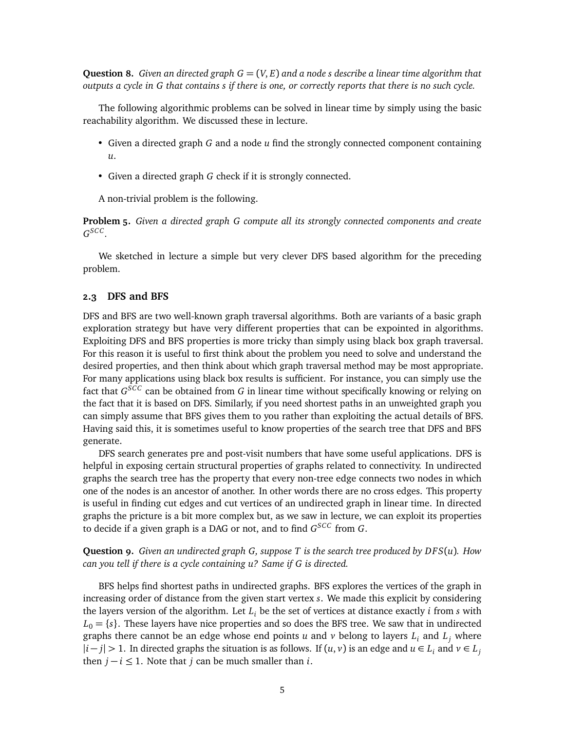**Question 8.** *Given an directed graph $G = (V, E)$ and a node $s$ describe a linear time algorithm that outputs a cycle in $G$ that contains $s$ if there is one, or correctly reports that there is no such cycle.*

The following algorithmic problems can be solved in linear time by simply using the basic reachability algorithm. We discussed these in lecture.

- Given a directed graph $G$ and a node $u$ find the strongly connected component containing $u$.
- Given a directed graph $G$ check if it is strongly connected.

A non-trivial problem is the following.

**Problem 5.** *Given a directed graph $G$ compute all its strongly connected components and create $G^{SCC}$.*

We sketched in lecture a simple but very clever DFS based algorithm for the preceding problem.

### 2.3 DFS and BFS

DFS and BFS are two well-known graph traversal algorithms. Both are variants of a basic graph exploration strategy but have very different properties that can be expointed in algorithms. Exploiting DFS and BFS properties is more tricky than simply using black box graph traversal. For this reason it is useful to first think about the problem you need to solve and understand the desired properties, and then think about which graph traversal method may be most appropriate. For many applications using black box results is sufficient. For instance, you can simply use the fact that $G^{SCC}$ can be obtained from $G$ in linear time without specifically knowing or relying on the fact that it is based on DFS. Similarly, if you need shortest paths in an unweighted graph you can simply assume that BFS gives them to you rather than exploiting the actual details of BFS. Having said this, it is sometimes useful to know properties of the search tree that DFS and BFS generate.

DFS search generates pre and post-visit numbers that have some useful applications. DFS is helpful in exposing certain structural properties of graphs related to connectivity. In undirected graphs the search tree has the property that every non-tree edge connects two nodes in which one of the nodes is an ancestor of another. In other words there are no cross edges. This property is useful in finding cut edges and cut vertices of an undirected graph in linear time. In directed graphs the pricture is a bit more complex but, as we saw in lecture, we can exploit its properties to decide if a given graph is a DAG or not, and to find $G^{SCC}$ from $G$.

**Question 9.** *Given an undirected graph $G$, suppose $T$ is the search tree produced by $DFS(u)$. How can you tell if there is a cycle containing $u$? Same if $G$ is directed.*

BFS helps find shortest paths in undirected graphs. BFS explores the vertices of the graph in increasing order of distance from the given start vertex $s$. We made this explicit by considering the layers version of the algorithm. Let $L_i$ be the set of vertices at distance exactly $i$ from $s$ with $L_0 = \{s\}$. These layers have nice properties and so does the BFS tree. We saw that in undirected graphs there cannot be an edge whose end points $u$ and $v$ belong to layers $L_i$ and $L_j$ where $|i - j| > 1$. In directed graphs the situation is as follows. If $(u, v)$ is an edge and $u \in L_i$ and $v \in L_j$ then $j - i \leq 1$. Note that $j$ can be much smaller than $i$.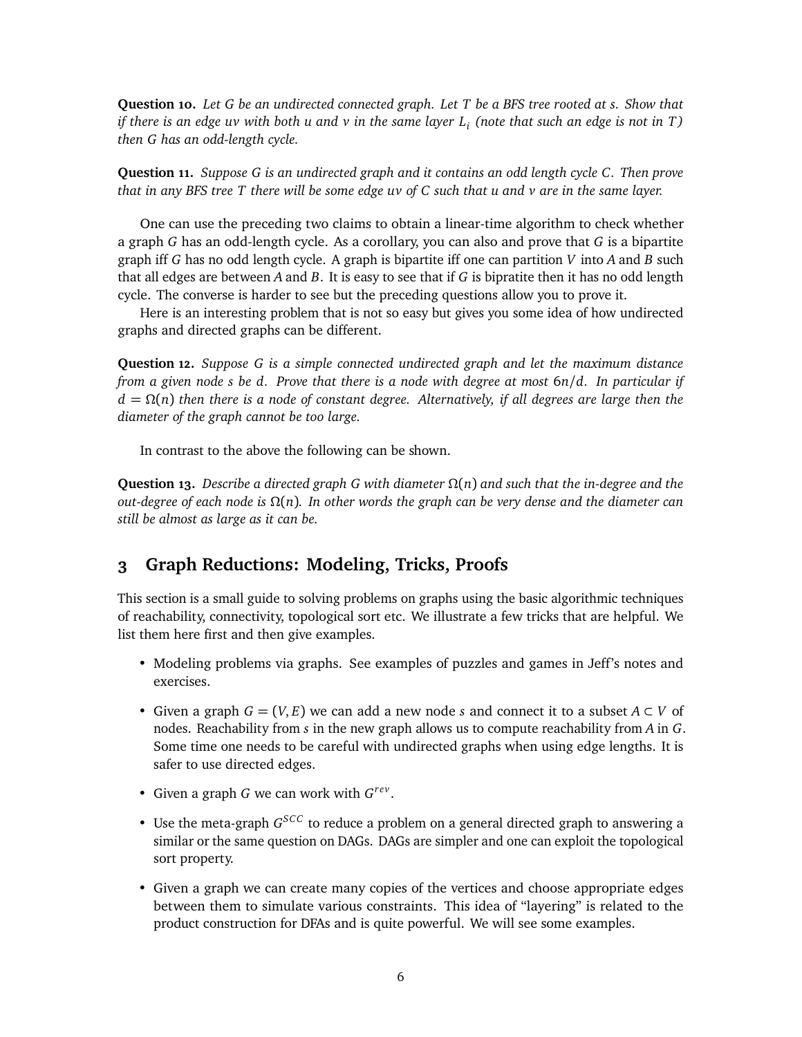**Question 10.** *Let $G$ be an undirected connected graph. Let $T$ be a BFS tree rooted at $s$. Show that if there is an edge $uv$ with both $u$ and $v$ in the same layer $L_i$ (note that such an edge is not in $T$) then $G$ has an odd-length cycle.*

**Question 11.** *Suppose $G$ is an undirected graph and it contains an odd length cycle $C$. Then prove that in any BFS tree $T$ there will be some edge $uv$ of $C$ such that $u$ and $v$ are in the same layer.*

One can use the preceding two claims to obtain a linear-time algorithm to check whether a graph $G$ has an odd-length cycle. As a corollary, you can also and prove that $G$ is a bipartite graph iff $G$ has no odd length cycle. A graph is bipartite iff one can partition $V$ into $A$ and $B$ such that all edges are between $A$ and $B$. It is easy to see that if $G$ is bipratite then it has no odd length cycle. The converse is harder to see but the preceding questions allow you to prove it.

Here is an interesting problem that is not so easy but gives you some idea of how undirected graphs and directed graphs can be different.

**Question 12.** *Suppose $G$ is a simple connected undirected graph and let the maximum distance from a given node $s$ be $d$. Prove that there is a node with degree at most $6n/d$. In particular if $d = \Omega(n)$ then there is a node of constant degree. Alternatively, if all degrees are large then the diameter of the graph cannot be too large.*

In contrast to the above the following can be shown.

**Question 13.** *Describe a directed graph $G$ with diameter $\Omega(n)$ and such that the in-degree and the out-degree of each node is $\Omega(n)$. In other words the graph can be very dense and the diameter can still be almost as large as it can be.*

## 3 Graph Reductions: Modeling, Tricks, Proofs

This section is a small guide to solving problems on graphs using the basic algorithmic techniques of reachability, connectivity, topological sort etc. We illustrate a few tricks that are helpful. We list them here first and then give examples.

- Modeling problems via graphs. See examples of puzzles and games in Jeff's notes and exercises.
- Given a graph $G = (V, E)$ we can add a new node $s$ and connect it to a subset $A \subset V$ of nodes. Reachability from $s$ in the new graph allows us to compute reachability from $A$ in $G$. Some time one needs to be careful with undirected graphs when using edge lengths. It is safer to use directed edges.
- Given a graph $G$ we can work with $G^{rev}$.
- Use the meta-graph $G^{SCC}$ to reduce a problem on a general directed graph to answering a similar or the same question on DAGs. DAGs are simpler and one can exploit the topological sort property.
- Given a graph we can create many copies of the vertices and choose appropriate edges between them to simulate various constraints. This idea of "layering" is related to the product construction for DFAs and is quite powerful. We will see some examples.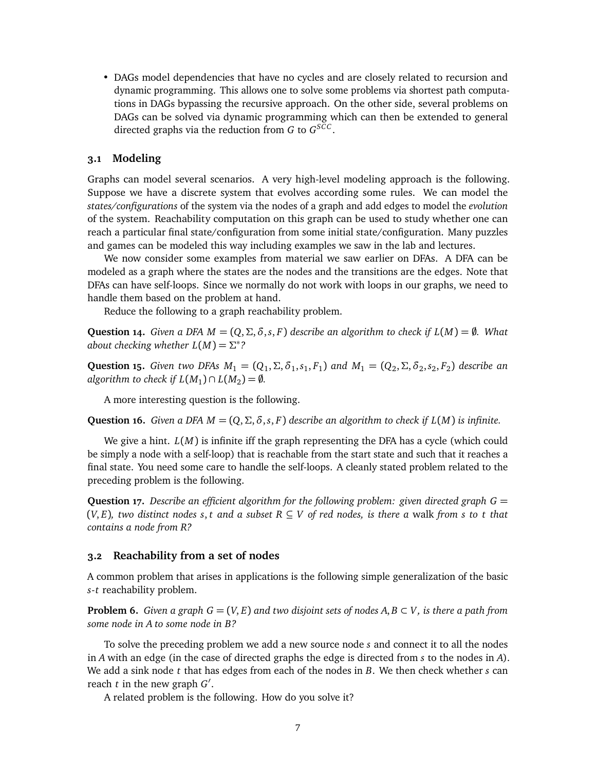- DAGs model dependencies that have no cycles and are closely related to recursion and dynamic programming. This allows one to solve some problems via shortest path computations in DAGs bypassing the recursive approach. On the other side, several problems on DAGs can be solved via dynamic programming which can then be extended to general directed graphs via the reduction from $G$ to $G^{SCC}$.

### 3.1 Modeling

Graphs can model several scenarios. A very high-level modeling approach is the following. Suppose we have a discrete system that evolves according some rules. We can model the *states/configurations* of the system via the nodes of a graph and add edges to model the *evolution* of the system. Reachability computation on this graph can be used to study whether one can reach a particular final state/configuration from some initial state/configuration. Many puzzles and games can be modeled this way including examples we saw in the lab and lectures.

We now consider some examples from material we saw earlier on DFAs. A DFA can be modeled as a graph where the states are the nodes and the transitions are the edges. Note that DFAs can have self-loops. Since we normally do not work with loops in our graphs, we need to handle them based on the problem at hand.

Reduce the following to a graph reachability problem.

**Question 14.** *Given a DFA $M = (Q, \Sigma, \delta, s, F)$ describe an algorithm to check if $L(M) = \emptyset$. What about checking whether $L(M) = \Sigma^*$?*

**Question 15.** *Given two DFAs $M_1 = (Q_1, \Sigma, \delta_1, s_1, F_1)$ and $M_1 = (Q_2, \Sigma, \delta_2, s_2, F_2)$ describe an algorithm to check if $L(M_1) \cap L(M_2) = \emptyset$.*

A more interesting question is the following.

**Question 16.** *Given a DFA $M = (Q, \Sigma, \delta, s, F)$ describe an algorithm to check if $L(M)$ is infinite.*

We give a hint. $L(M)$ is infinite iff the graph representing the DFA has a cycle (which could be simply a node with a self-loop) that is reachable from the start state and such that it reaches a final state. You need some care to handle the self-loops. A cleanly stated problem related to the preceding problem is the following.

**Question 17.** *Describe an efficient algorithm for the following problem: given directed graph $G = (V, E)$, two distinct nodes $s, t$ and a subset $R \subseteq V$ of red nodes, is there a* walk *from $s$ to $t$ that contains a node from $R$?*

### 3.2 Reachability from a set of nodes

A common problem that arises in applications is the following simple generalization of the basic $s$-$t$ reachability problem.

**Problem 6.** *Given a graph $G = (V, E)$ and two disjoint sets of nodes $A, B \subset V$, is there a path from some node in $A$ to some node in $B$?*

To solve the preceding problem we add a new source node $s$ and connect it to all the nodes in $A$ with an edge (in the case of directed graphs the edge is directed from $s$ to the nodes in $A$). We add a sink node $t$ that has edges from each of the nodes in $B$. We then check whether $s$ can reach $t$ in the new graph $G'$.

A related problem is the following. How do you solve it?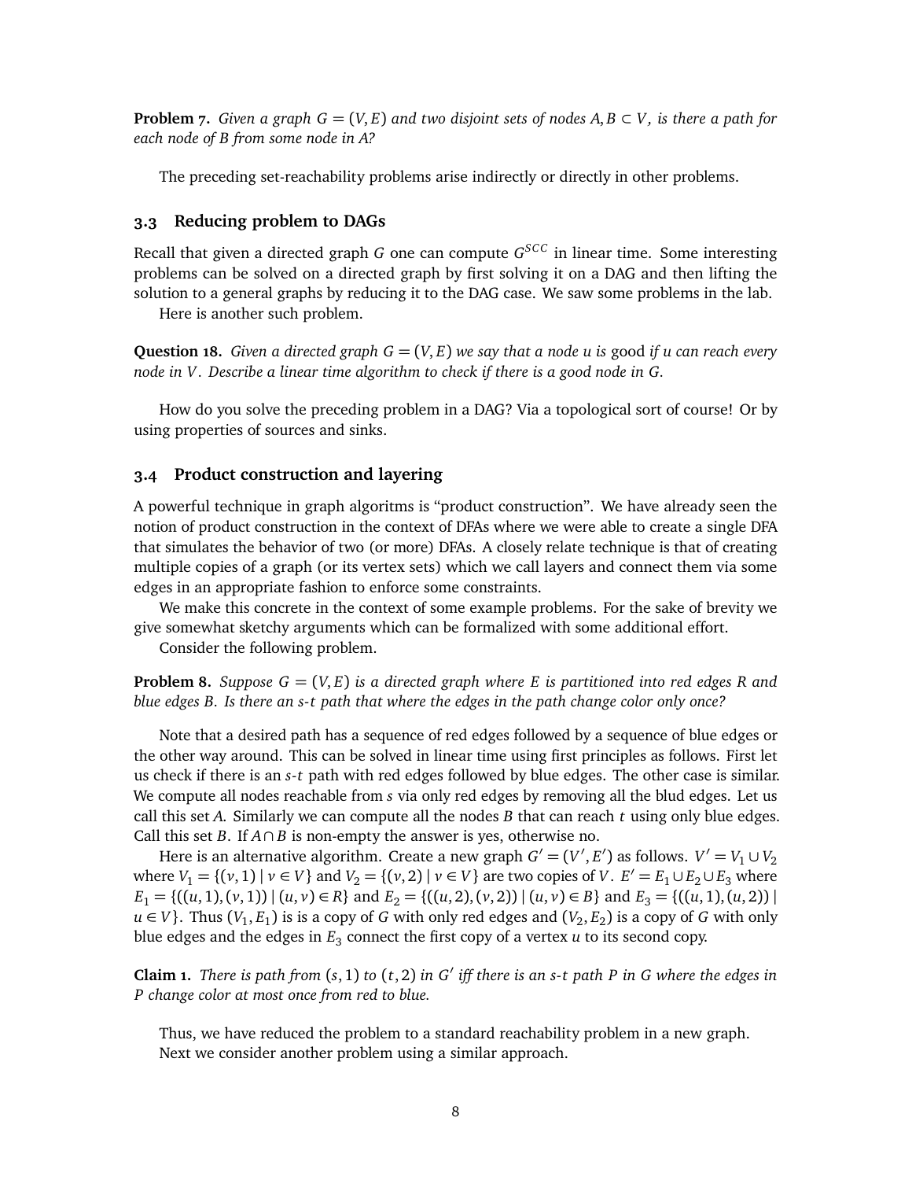**Problem 7.** *Given a graph $G = (V, E)$ and two disjoint sets of nodes $A, B \subset V$, is there a path for each node of $B$ from some node in $A$?*

The preceding set-reachability problems arise indirectly or directly in other problems.

### 3.3 Reducing problem to DAGs

Recall that given a directed graph $G$ one can compute $G^{SCC}$ in linear time. Some interesting problems can be solved on a directed graph by first solving it on a DAG and then lifting the solution to a general graphs by reducing it to the DAG case. We saw some problems in the lab.

Here is another such problem.

**Question 18.** *Given a directed graph $G = (V, E)$ we say that a node $u$ is* good *if $u$ can reach every node in $V$. Describe a linear time algorithm to check if there is a good node in $G$.*

How do you solve the preceding problem in a DAG? Via a topological sort of course! Or by using properties of sources and sinks.

### 3.4 Product construction and layering

A powerful technique in graph algoritms is "product construction". We have already seen the notion of product construction in the context of DFAs where we were able to create a single DFA that simulates the behavior of two (or more) DFAs. A closely relate technique is that of creating multiple copies of a graph (or its vertex sets) which we call layers and connect them via some edges in an appropriate fashion to enforce some constraints.

We make this concrete in the context of some example problems. For the sake of brevity we give somewhat sketchy arguments which can be formalized with some additional effort.

Consider the following problem.

**Problem 8.** *Suppose $G = (V, E)$ is a directed graph where $E$ is partitioned into red edges $R$ and blue edges $B$. Is there an $s$-$t$ path that where the edges in the path change color only once?*

Note that a desired path has a sequence of red edges followed by a sequence of blue edges or the other way around. This can be solved in linear time using first principles as follows. First let us check if there is an $s$-$t$ path with red edges followed by blue edges. The other case is similar. We compute all nodes reachable from $s$ via only red edges by removing all the blud edges. Let us call this set $A$. Similarly we can compute all the nodes $B$ that can reach $t$ using only blue edges. Call this set $B$. If $A \cap B$ is non-empty the answer is yes, otherwise no.

Here is an alternative algorithm. Create a new graph $G' = (V', E')$ as follows. $V' = V_1 \cup V_2$ where $V_1 = \{(v, 1) \mid v \in V\}$ and $V_2 = \{(v, 2) \mid v \in V\}$ are two copies of $V$. $E' = E_1 \cup E_2 \cup E_3$ where $E_1 = \{((u, 1), (v, 1)) \mid (u, v) \in R\}$ and $E_2 = \{((u, 2), (v, 2)) \mid (u, v) \in B\}$ and $E_3 = \{((u, 1), (u, 2)) \mid u \in V\}$. Thus $(V_1, E_1)$ is is a copy of $G$ with only red edges and $(V_2, E_2)$ is a copy of $G$ with only blue edges and the edges in $E_3$ connect the first copy of a vertex $u$ to its second copy.

**Claim 1.** *There is path from $(s, 1)$ to $(t, 2)$ in $G'$ iff there is an $s$-$t$ path $P$ in $G$ where the edges in $P$ change color at most once from red to blue.*

Thus, we have reduced the problem to a standard reachability problem in a new graph.

Next we consider another problem using a similar approach.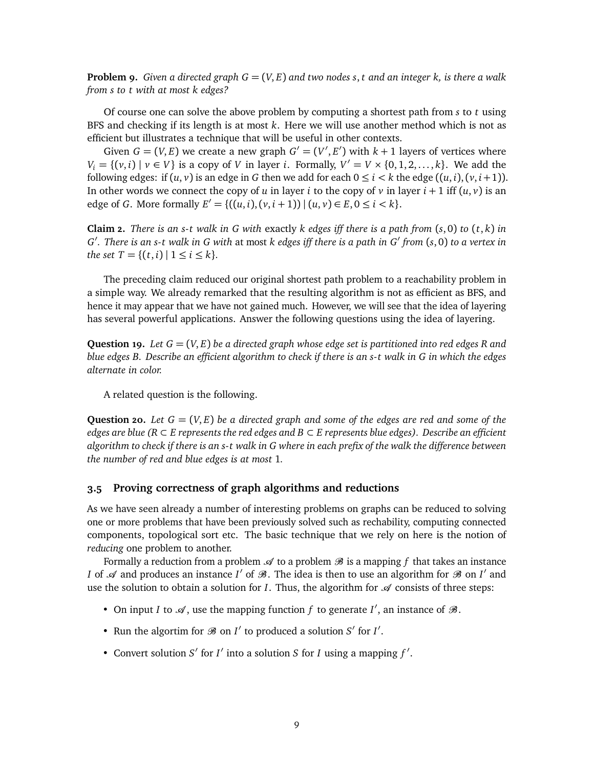**Problem 9.** *Given a directed graph $G = (V, E)$ and two nodes $s, t$ and an integer $k$, is there a walk from $s$ to $t$ with at most $k$ edges?*

Of course one can solve the above problem by computing a shortest path from $s$ to $t$ using BFS and checking if its length is at most $k$. Here we will use another method which is not as efficient but illustrates a technique that will be useful in other contexts.

Given $G = (V, E)$ we create a new graph $G' = (V', E')$ with $k+1$ layers of vertices where $V_i = \{(v, i) \mid v \in V\}$ is a copy of $V$ in layer $i$. Formally, $V' = V \times \{0, 1, 2, \ldots, k\}$. We add the following edges: if $(u, v)$ is an edge in $G$ then we add for each $0 \leq i < k$ the edge $((u, i), (v, i+1))$. In other words we connect the copy of $u$ in layer $i$ to the copy of $v$ in layer $i+1$ iff $(u, v)$ is an edge of $G$. More formally $E' = \{((u, i), (v, i+1)) \mid (u, v) \in E, 0 \leq i < k\}$.

**Claim 2.** *There is an s-t walk in G with* exactly *k edges iff there is a path from $(s, 0)$ to $(t, k)$ in $G'$. There is an s-t walk in G with* at most *k edges iff there is a path in $G'$ from $(s, 0)$ to a vertex in the set $T = \{(t, i) \mid 1 \leq i \leq k\}$.*

The preceding claim reduced our original shortest path problem to a reachability problem in a simple way. We already remarked that the resulting algorithm is not as efficient as BFS, and hence it may appear that we have not gained much. However, we will see that the idea of layering has several powerful applications. Answer the following questions using the idea of layering.

**Question 19.** *Let $G = (V, E)$ be a directed graph whose edge set is partitioned into red edges $R$ and blue edges $B$. Describe an efficient algorithm to check if there is an s-t walk in $G$ in which the edges alternate in color.*

A related question is the following.

**Question 20.** *Let $G = (V, E)$ be a directed graph and some of the edges are red and some of the edges are blue ($R \subset E$ represents the red edges and $B \subset E$ represents blue edges). Describe an efficient algorithm to check if there is an s-t walk in $G$ where in each prefix of the walk the difference between the number of red and blue edges is at most* 1.

## 3.5 Proving correctness of graph algorithms and reductions

As we have seen already a number of interesting problems on graphs can be reduced to solving one or more problems that have been previously solved such as rechability, computing connected components, topological sort etc. The basic technique that we rely on here is the notion of *reducing* one problem to another.

Formally a reduction from a problem $\mathscr{A}$ to a problem $\mathscr{B}$ is a mapping $f$ that takes an instance $I$ of $\mathscr{A}$ and produces an instance $I'$ of $\mathscr{B}$. The idea is then to use an algorithm for $\mathscr{B}$ on $I'$ and use the solution to obtain a solution for $I$. Thus, the algorithm for $\mathscr{A}$ consists of three steps:

- On input $I$ to $\mathscr{A}$, use the mapping function $f$ to generate $I'$, an instance of $\mathscr{B}$.
- Run the algortim for $\mathscr{B}$ on $I'$ to produced a solution $S'$ for $I'$.
- Convert solution $S'$ for $I'$ into a solution $S$ for $I$ using a mapping $f'$.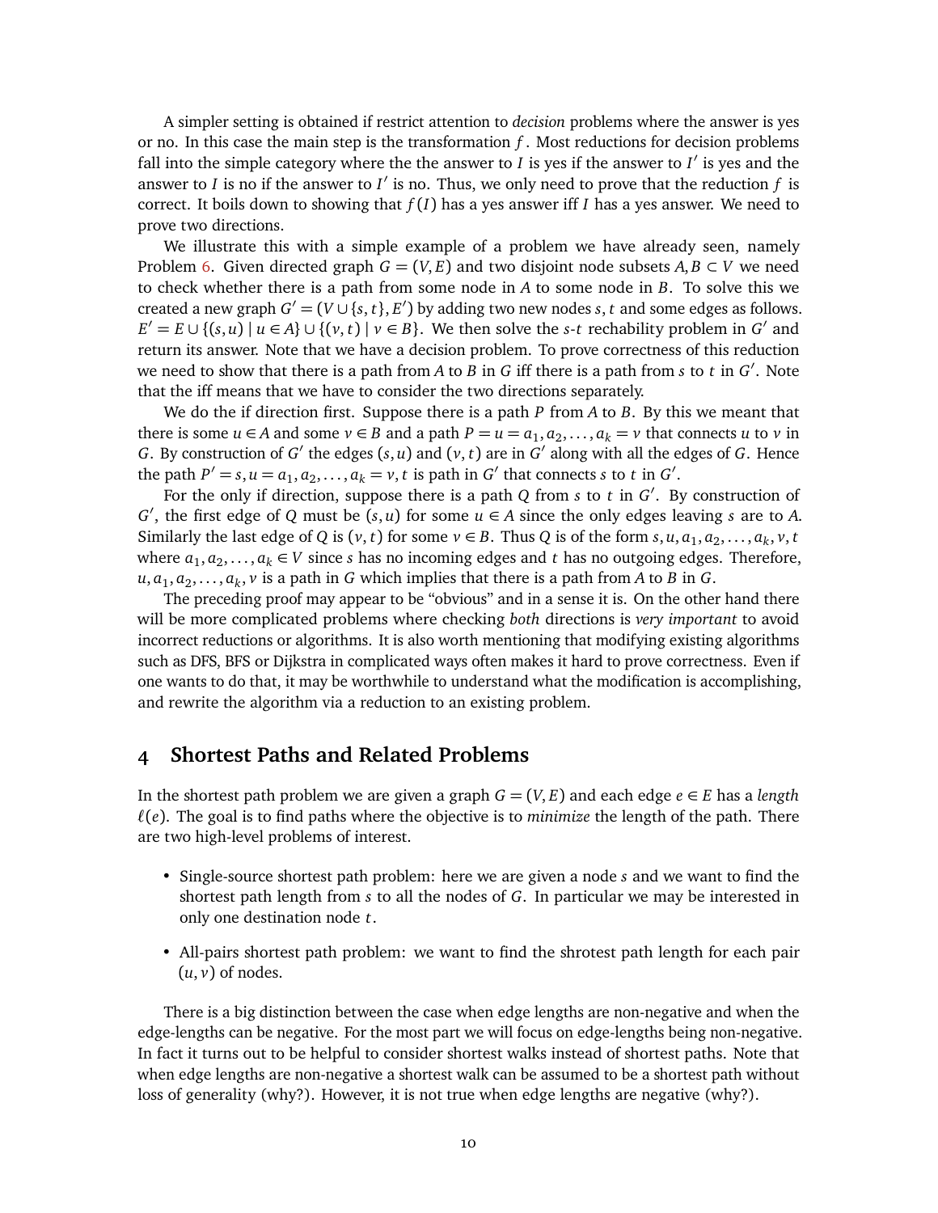A simpler setting is obtained if restrict attention to *decision* problems where the answer is yes or no. In this case the main step is the transformation $f$. Most reductions for decision problems fall into the simple category where the the answer to $I$ is yes if the answer to $I'$ is yes and the answer to $I$ is no if the answer to $I'$ is no. Thus, we only need to prove that the reduction $f$ is correct. It boils down to showing that $f(I)$ has a yes answer iff $I$ has a yes answer. We need to prove two directions.

We illustrate this with a simple example of a problem we have already seen, namely Problem 6. Given directed graph $G = (V, E)$ and two disjoint node subsets $A, B \subset V$ we need to check whether there is a path from some node in $A$ to some node in $B$. To solve this we created a new graph $G' = (V \cup \{s, t\}, E')$ by adding two new nodes $s, t$ and some edges as follows. $E' = E \cup \{(s, u) \mid u \in A\} \cup \{(v, t) \mid v \in B\}$. We then solve the $s$-$t$ rechability problem in $G'$ and return its answer. Note that we have a decision problem. To prove correctness of this reduction we need to show that there is a path from $A$ to $B$ in $G$ iff there is a path from $s$ to $t$ in $G'$. Note that the iff means that we have to consider the two directions separately.

We do the if direction first. Suppose there is a path $P$ from $A$ to $B$. By this we meant that there is some $u \in A$ and some $v \in B$ and a path $P = u = a_1, a_2, \ldots, a_k = v$ that connects $u$ to $v$ in $G$. By construction of $G'$ the edges $(s, u)$ and $(v, t)$ are in $G'$ along with all the edges of $G$. Hence the path $P' = s, u = a_1, a_2, \ldots, a_k = v, t$ is path in $G'$ that connects $s$ to $t$ in $G'$.

For the only if direction, suppose there is a path $Q$ from $s$ to $t$ in $G'$. By construction of $G'$, the first edge of $Q$ must be $(s, u)$ for some $u \in A$ since the only edges leaving $s$ are to $A$. Similarly the last edge of $Q$ is $(v, t)$ for some $v \in B$. Thus $Q$ is of the form $s, u, a_1, a_2, \ldots, a_k, v, t$ where $a_1, a_2, \ldots, a_k \in V$ since $s$ has no incoming edges and $t$ has no outgoing edges. Therefore, $u, a_1, a_2, \ldots, a_k, v$ is a path in $G$ which implies that there is a path from $A$ to $B$ in $G$.

The preceding proof may appear to be "obvious" and in a sense it is. On the other hand there will be more complicated problems where checking *both* directions is *very important* to avoid incorrect reductions or algorithms. It is also worth mentioning that modifying existing algorithms such as DFS, BFS or Dijkstra in complicated ways often makes it hard to prove correctness. Even if one wants to do that, it may be worthwhile to understand what the modification is accomplishing, and rewrite the algorithm via a reduction to an existing problem.

## 4 Shortest Paths and Related Problems

In the shortest path problem we are given a graph $G = (V, E)$ and each edge $e \in E$ has a *length* $\ell(e)$. The goal is to find paths where the objective is to *minimize* the length of the path. There are two high-level problems of interest.

- Single-source shortest path problem: here we are given a node $s$ and we want to find the shortest path length from $s$ to all the nodes of $G$. In particular we may be interested in only one destination node $t$.
- All-pairs shortest path problem: we want to find the shrotest path length for each pair $(u, v)$ of nodes.

There is a big distinction between the case when edge lengths are non-negative and when the edge-lengths can be negative. For the most part we will focus on edge-lengths being non-negative. In fact it turns out to be helpful to consider shortest walks instead of shortest paths. Note that when edge lengths are non-negative a shortest walk can be assumed to be a shortest path without loss of generality (why?). However, it is not true when edge lengths are negative (why?).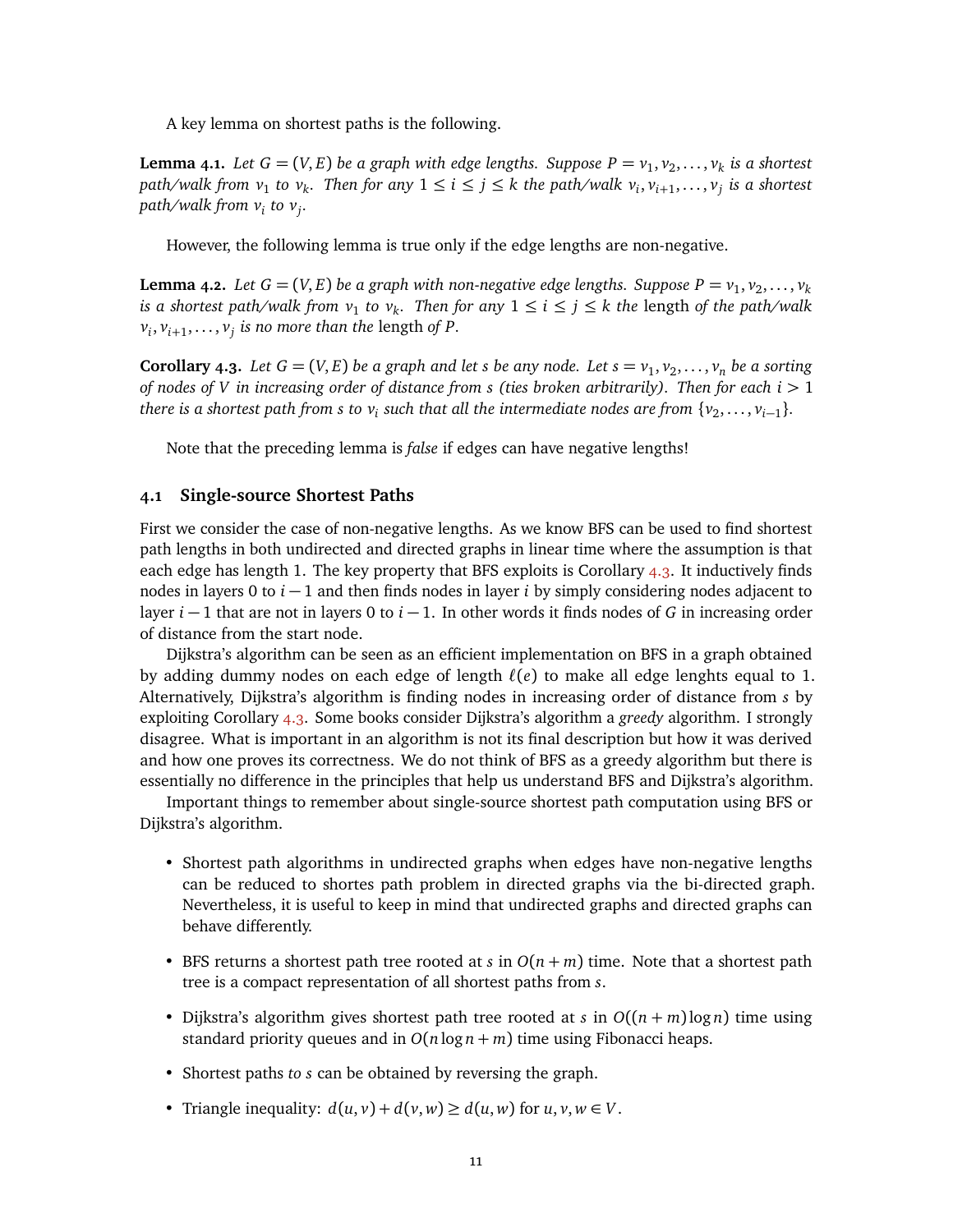A key lemma on shortest paths is the following.

**Lemma 4.1.** *Let $G = (V, E)$ be a graph with edge lengths. Suppose $P = v_1, v_2, \ldots, v_k$ is a shortest path/walk from $v_1$ to $v_k$. Then for any $1 \le i \le j \le k$ the path/walk $v_i, v_{i+1}, \ldots, v_j$ is a shortest path/walk from $v_i$ to $v_j$.*

However, the following lemma is true only if the edge lengths are non-negative.

**Lemma 4.2.** *Let $G = (V, E)$ be a graph with non-negative edge lengths. Suppose $P = v_1, v_2, \ldots, v_k$ is a shortest path/walk from $v_1$ to $v_k$. Then for any $1 \le i \le j \le k$ the* length *of the path/walk $v_i, v_{i+1}, \ldots, v_j$ is no more than the* length *of $P$.*

**Corollary 4.3.** *Let $G = (V, E)$ be a graph and let $s$ be any node. Let $s = v_1, v_2, \ldots, v_n$ be a sorting of nodes of $V$ in increasing order of distance from $s$ (ties broken arbitrarily). Then for each $i > 1$ there is a shortest path from $s$ to $v_i$ such that all the intermediate nodes are from $\{v_2, \ldots, v_{i-1}\}$.*

Note that the preceding lemma is *false* if edges can have negative lengths!

## 4.1 Single-source Shortest Paths

First we consider the case of non-negative lengths. As we know BFS can be used to find shortest path lengths in both undirected and directed graphs in linear time where the assumption is that each edge has length 1. The key property that BFS exploits is Corollary 4.3. It inductively finds nodes in layers 0 to $i-1$ and then finds nodes in layer $i$ by simply considering nodes adjacent to layer $i-1$ that are not in layers 0 to $i-1$. In other words it finds nodes of $G$ in increasing order of distance from the start node.

Dijkstra's algorithm can be seen as an efficient implementation on BFS in a graph obtained by adding dummy nodes on each edge of length $\ell(e)$ to make all edge lenghts equal to 1. Alternatively, Dijkstra's algorithm is finding nodes in increasing order of distance from $s$ by exploiting Corollary 4.3. Some books consider Dijkstra's algorithm a *greedy* algorithm. I strongly disagree. What is important in an algorithm is not its final description but how it was derived and how one proves its correctness. We do not think of BFS as a greedy algorithm but there is essentially no difference in the principles that help us understand BFS and Dijkstra's algorithm.

Important things to remember about single-source shortest path computation using BFS or Dijkstra's algorithm.

- Shortest path algorithms in undirected graphs when edges have non-negative lengths can be reduced to shortes path problem in directed graphs via the bi-directed graph. Nevertheless, it is useful to keep in mind that undirected graphs and directed graphs can behave differently.
- BFS returns a shortest path tree rooted at $s$ in $O(n+m)$ time. Note that a shortest path tree is a compact representation of all shortest paths from $s$.
- Dijkstra's algorithm gives shortest path tree rooted at $s$ in $O((n+m)\log n)$ time using standard priority queues and in $O(n\log n + m)$ time using Fibonacci heaps.
- Shortest paths *to $s$* can be obtained by reversing the graph.
- Triangle inequality: $d(u,v) + d(v,w) \ge d(u,w)$ for $u, v, w \in V$.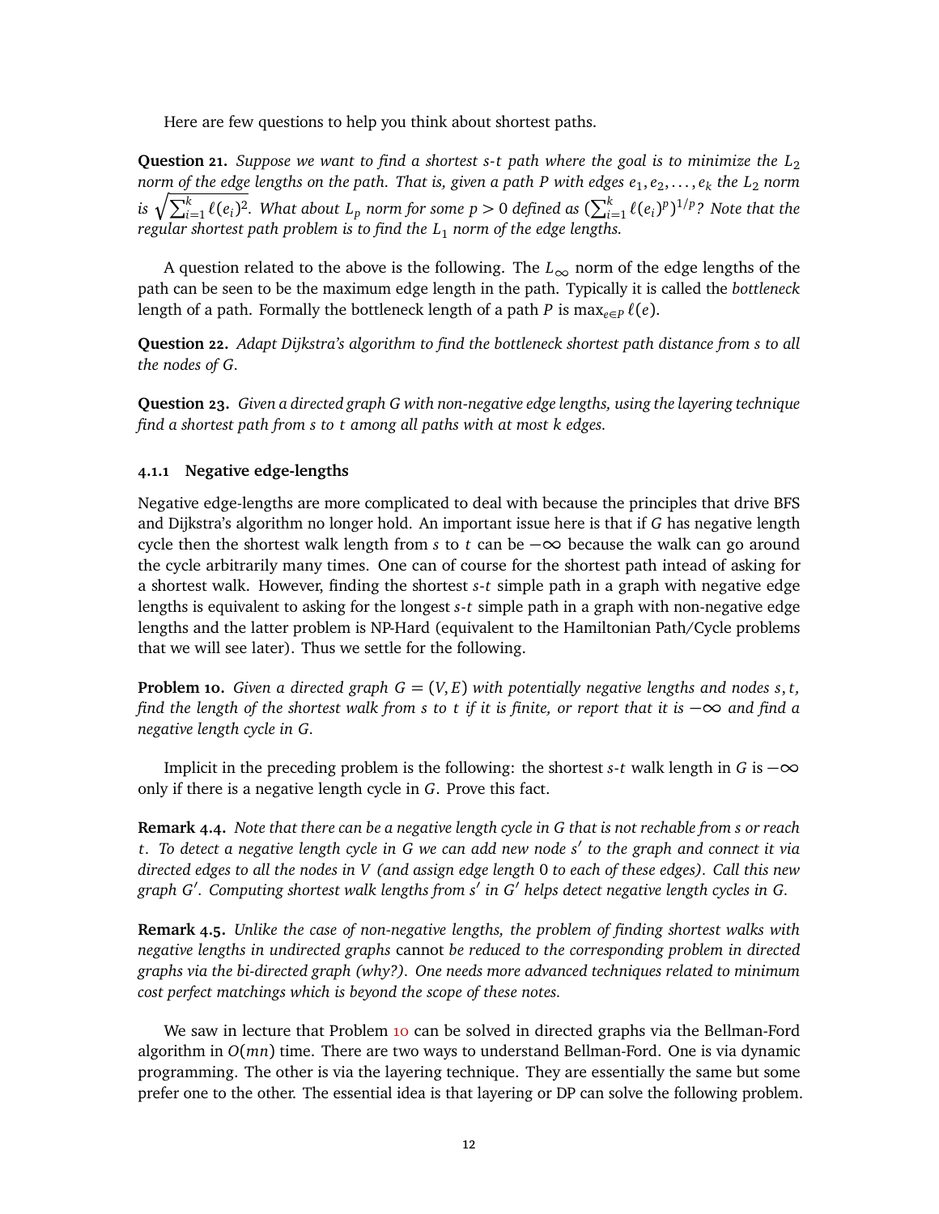Here are few questions to help you think about shortest paths.

**Question 21.** *Suppose we want to find a shortest $s$-$t$ path where the goal is to minimize the $L_2$ norm of the edge lengths on the path. That is, given a path $P$ with edges $e_1, e_2, \ldots, e_k$ the $L_2$ norm is $\sqrt{\sum_{i=1}^{k} \ell(e_i)^2}$. What about $L_p$ norm for some $p > 0$ defined as $(\sum_{i=1}^{k} \ell(e_i)^p)^{1/p}$? Note that the regular shortest path problem is to find the $L_1$ norm of the edge lengths.*

A question related to the above is the following. The $L_\infty$ norm of the edge lengths of the path can be seen to be the maximum edge length in the path. Typically it is called the *bottleneck* length of a path. Formally the bottleneck length of a path $P$ is $\max_{e \in P} \ell(e)$.

**Question 22.** *Adapt Dijkstra's algorithm to find the bottleneck shortest path distance from $s$ to all the nodes of $G$.*

**Question 23.** *Given a directed graph $G$ with non-negative edge lengths, using the layering technique find a shortest path from $s$ to $t$ among all paths with at most $k$ edges.*

#### 4.1.1 Negative edge-lengths

Negative edge-lengths are more complicated to deal with because the principles that drive BFS and Dijkstra's algorithm no longer hold. An important issue here is that if $G$ has negative length cycle then the shortest walk length from $s$ to $t$ can be $-\infty$ because the walk can go around the cycle arbitrarily many times. One can of course for the shortest path intead of asking for a shortest walk. However, finding the shortest $s$-$t$ simple path in a graph with negative edge lengths is equivalent to asking for the longest $s$-$t$ simple path in a graph with non-negative edge lengths and the latter problem is NP-Hard (equivalent to the Hamiltonian Path/Cycle problems that we will see later). Thus we settle for the following.

**Problem 10.** *Given a directed graph $G = (V, E)$ with potentially negative lengths and nodes $s, t$, find the length of the shortest walk from $s$ to $t$ if it is finite, or report that it is $-\infty$ and find a negative length cycle in $G$.*

Implicit in the preceding problem is the following: the shortest $s$-$t$ walk length in $G$ is $-\infty$ only if there is a negative length cycle in $G$. Prove this fact.

**Remark 4.4.** *Note that there can be a negative length cycle in $G$ that is not rechable from $s$ or reach $t$. To detect a negative length cycle in $G$ we can add new node $s'$ to the graph and connect it via directed edges to all the nodes in $V$ (and assign edge length $0$ to each of these edges). Call this new graph $G'$. Computing shortest walk lengths from $s'$ in $G'$ helps detect negative length cycles in $G$.*

**Remark 4.5.** *Unlike the case of non-negative lengths, the problem of finding shortest walks with negative lengths in undirected graphs* cannot *be reduced to the corresponding problem in directed graphs via the bi-directed graph (why?). One needs more advanced techniques related to minimum cost perfect matchings which is beyond the scope of these notes.*

We saw in lecture that Problem 10 can be solved in directed graphs via the Bellman-Ford algorithm in $O(mn)$ time. There are two ways to understand Bellman-Ford. One is via dynamic programming. The other is via the layering technique. They are essentially the same but some prefer one to the other. The essential idea is that layering or DP can solve the following problem.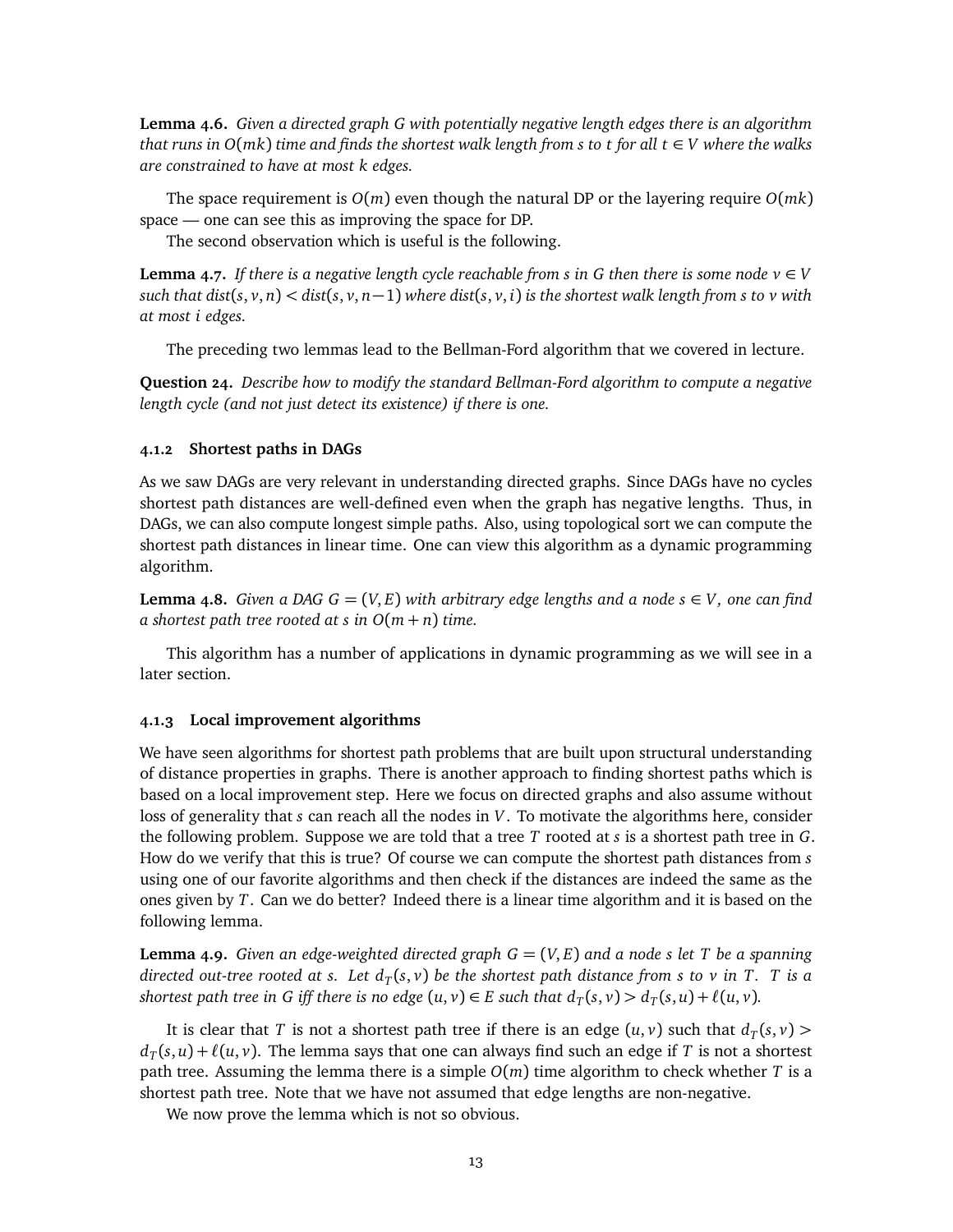**Lemma 4.6.** *Given a directed graph $G$ with potentially negative length edges there is an algorithm that runs in $O(mk)$ time and finds the shortest walk length from $s$ to $t$ for all $t \in V$ where the walks are constrained to have at most $k$ edges.*

The space requirement is $O(m)$ even though the natural DP or the layering require $O(mk)$ space — one can see this as improving the space for DP.

The second observation which is useful is the following.

**Lemma 4.7.** *If there is a negative length cycle reachable from $s$ in $G$ then there is some node $v \in V$ such that $dist(s, v, n) < dist(s, v, n-1)$ where $dist(s, v, i)$ is the shortest walk length from $s$ to $v$ with at most $i$ edges.*

The preceding two lemmas lead to the Bellman-Ford algorithm that we covered in lecture.

**Question 24.** *Describe how to modify the standard Bellman-Ford algorithm to compute a negative length cycle (and not just detect its existence) if there is one.*

#### 4.1.2 Shortest paths in DAGs

As we saw DAGs are very relevant in understanding directed graphs. Since DAGs have no cycles shortest path distances are well-defined even when the graph has negative lengths. Thus, in DAGs, we can also compute longest simple paths. Also, using topological sort we can compute the shortest path distances in linear time. One can view this algorithm as a dynamic programming algorithm.

**Lemma 4.8.** *Given a DAG $G = (V, E)$ with arbitrary edge lengths and a node $s \in V$, one can find a shortest path tree rooted at $s$ in $O(m + n)$ time.*

This algorithm has a number of applications in dynamic programming as we will see in a later section.

#### 4.1.3 Local improvement algorithms

We have seen algorithms for shortest path problems that are built upon structural understanding of distance properties in graphs. There is another approach to finding shortest paths which is based on a local improvement step. Here we focus on directed graphs and also assume without loss of generality that $s$ can reach all the nodes in $V$. To motivate the algorithms here, consider the following problem. Suppose we are told that a tree $T$ rooted at $s$ is a shortest path tree in $G$. How do we verify that this is true? Of course we can compute the shortest path distances from $s$ using one of our favorite algorithms and then check if the distances are indeed the same as the ones given by $T$. Can we do better? Indeed there is a linear time algorithm and it is based on the following lemma.

**Lemma 4.9.** *Given an edge-weighted directed graph $G = (V, E)$ and a node $s$ let $T$ be a spanning directed out-tree rooted at $s$. Let $d_T(s, v)$ be the shortest path distance from $s$ to $v$ in $T$. $T$ is a shortest path tree in $G$ iff there is no edge $(u, v) \in E$ such that $d_T(s, v) > d_T(s, u) + \ell(u, v)$.*

It is clear that $T$ is not a shortest path tree if there is an edge $(u, v)$ such that $d_T(s, v) > d_T(s, u) + \ell(u, v)$. The lemma says that one can always find such an edge if $T$ is not a shortest path tree. Assuming the lemma there is a simple $O(m)$ time algorithm to check whether $T$ is a shortest path tree. Note that we have not assumed that edge lengths are non-negative.

We now prove the lemma which is not so obvious.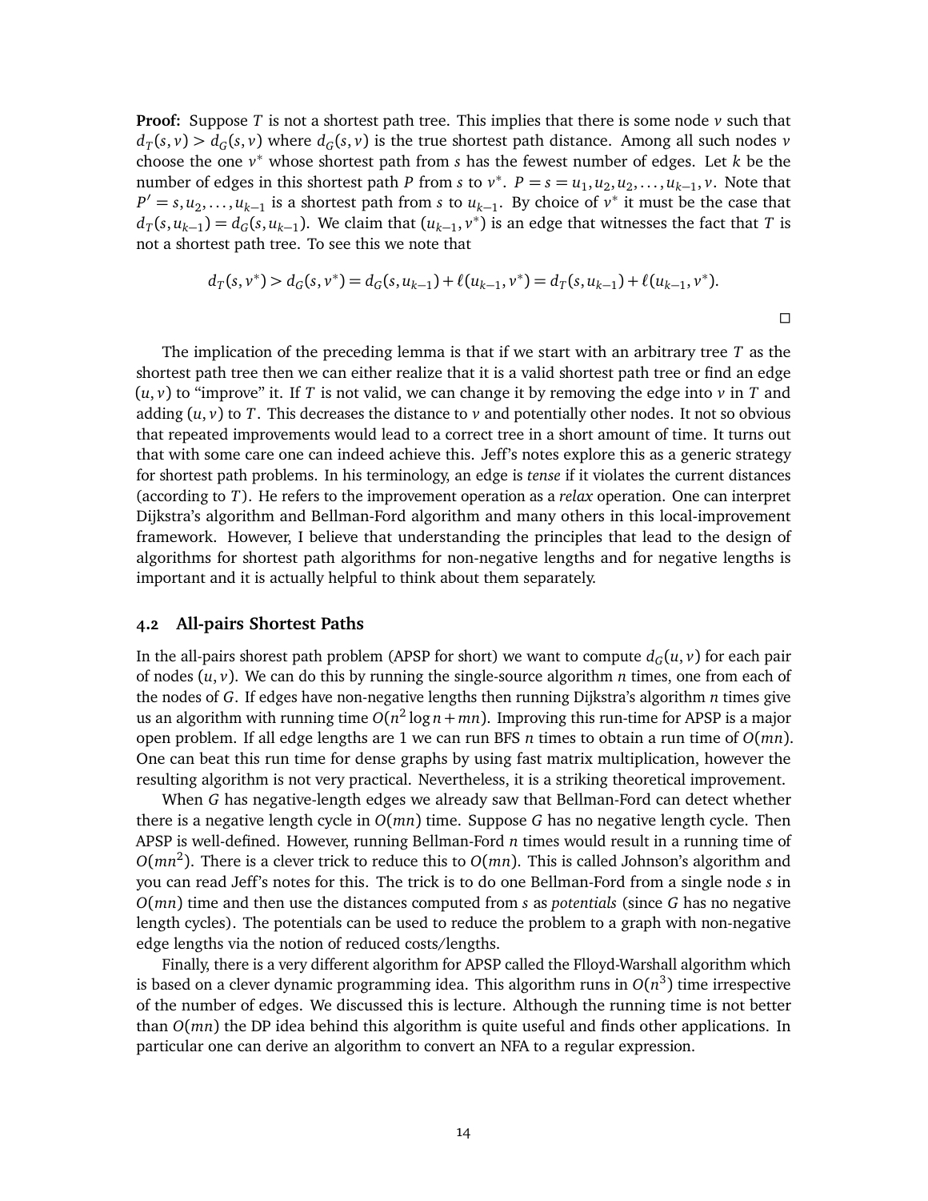**Proof:** Suppose $T$ is not a shortest path tree. This implies that there is some node $v$ such that $d_T(s,v) > d_G(s,v)$ where $d_G(s,v)$ is the true shortest path distance. Among all such nodes $v$ choose the one $v^*$ whose shortest path from $s$ has the fewest number of edges. Let $k$ be the number of edges in this shortest path $P$ from $s$ to $v^*$. $P = s = u_1, u_2, u_2, \ldots, u_{k-1}, v$. Note that $P' = s, u_2, \ldots, u_{k-1}$ is a shortest path from $s$ to $u_{k-1}$. By choice of $v^*$ it must be the case that $d_T(s, u_{k-1}) = d_G(s, u_{k-1})$. We claim that $(u_{k-1}, v^*)$ is an edge that witnesses the fact that $T$ is not a shortest path tree. To see this we note that

$$d_T(s, v^*) > d_G(s, v^*) = d_G(s, u_{k-1}) + \ell(u_{k-1}, v^*) = d_T(s, u_{k-1}) + \ell(u_{k-1}, v^*).$$

□

The implication of the preceding lemma is that if we start with an arbitrary tree $T$ as the shortest path tree then we can either realize that it is a valid shortest path tree or find an edge $(u, v)$ to "improve" it. If $T$ is not valid, we can change it by removing the edge into $v$ in $T$ and adding $(u, v)$ to $T$. This decreases the distance to $v$ and potentially other nodes. It not so obvious that repeated improvements would lead to a correct tree in a short amount of time. It turns out that with some care one can indeed achieve this. Jeff's notes explore this as a generic strategy for shortest path problems. In his terminology, an edge is *tense* if it violates the current distances (according to $T$). He refers to the improvement operation as a *relax* operation. One can interpret Dijkstra's algorithm and Bellman-Ford algorithm and many others in this local-improvement framework. However, I believe that understanding the principles that lead to the design of algorithms for shortest path algorithms for non-negative lengths and for negative lengths is important and it is actually helpful to think about them separately.

### 4.2 All-pairs Shortest Paths

In the all-pairs shortest path problem (APSP for short) we want to compute $d_G(u, v)$ for each pair of nodes $(u, v)$. We can do this by running the single-source algorithm $n$ times, one from each of the nodes of $G$. If edges have non-negative lengths then running Dijkstra's algorithm $n$ times give us an algorithm with running time $O(n^2 \log n + mn)$. Improving this run-time for APSP is a major open problem. If all edge lengths are 1 we can run BFS $n$ times to obtain a run time of $O(mn)$. One can beat this run time for dense graphs by using fast matrix multiplication, however the resulting algorithm is not very practical. Nevertheless, it is a striking theoretical improvement.

When $G$ has negative-length edges we already saw that Bellman-Ford can detect whether there is a negative length cycle in $O(mn)$ time. Suppose $G$ has no negative length cycle. Then APSP is well-defined. However, running Bellman-Ford $n$ times would result in a running time of $O(mn^2)$. There is a clever trick to reduce this to $O(mn)$. This is called Johnson's algorithm and you can read Jeff's notes for this. The trick is to do one Bellman-Ford from a single node $s$ in $O(mn)$ time and then use the distances computed from $s$ as *potentials* (since $G$ has no negative length cycles). The potentials can be used to reduce the problem to a graph with non-negative edge lengths via the notion of reduced costs/lengths.

Finally, there is a very different algorithm for APSP called the Flloyd-Warshall algorithm which is based on a clever dynamic programming idea. This algorithm runs in $O(n^3)$ time irrespective of the number of edges. We discussed this is lecture. Although the running time is not better than $O(mn)$ the DP idea behind this algorithm is quite useful and finds other applications. In particular one can derive an algorithm to convert an NFA to a regular expression.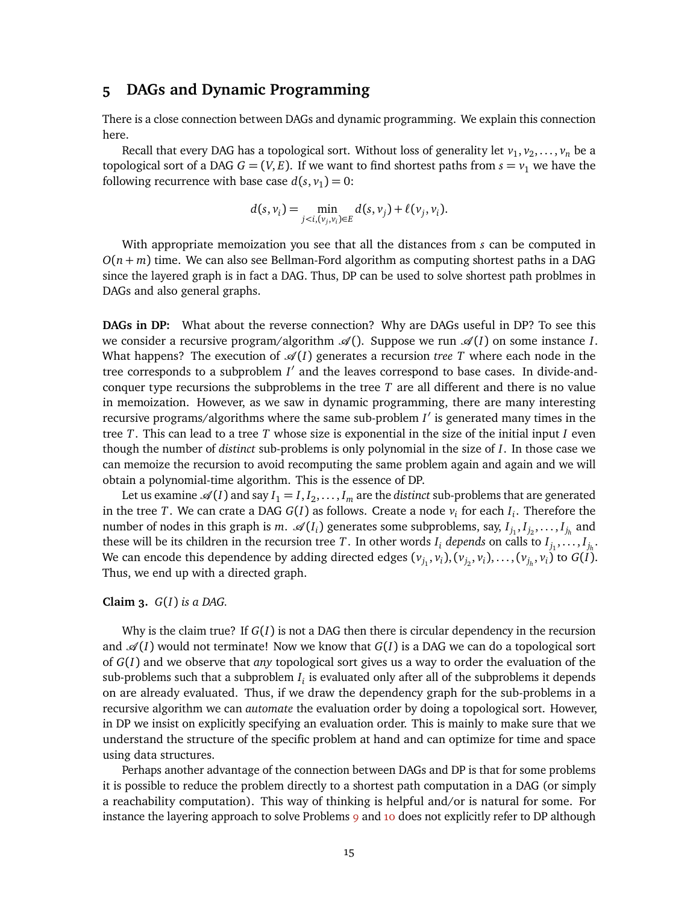## 5 DAGs and Dynamic Programming

There is a close connection between DAGs and dynamic programming. We explain this connection here.

Recall that every DAG has a topological sort. Without loss of generality let $v_1, v_2, \ldots, v_n$ be a topological sort of a DAG $G = (V, E)$. If we want to find shortest paths from $s = v_1$ we have the following recurrence with base case $d(s, v_1) = 0$:

$$d(s, v_i) = \min_{j < i, (v_j, v_i) \in E} d(s, v_j) + \ell(v_j, v_i).$$

With appropriate memoization you see that all the distances from $s$ can be computed in $O(n + m)$ time. We can also see Bellman-Ford algorithm as computing shortest paths in a DAG since the layered graph is in fact a DAG. Thus, DP can be used to solve shortest path problmes in DAGs and also general graphs.

**DAGs in DP:** What about the reverse connection? Why are DAGs useful in DP? To see this we consider a recursive program/algorithm $\mathscr{A}()$. Suppose we run $\mathscr{A}(I)$ on some instance $I$. What happens? The execution of $\mathscr{A}(I)$ generates a recursion *tree* $T$ where each node in the tree corresponds to a subproblem $I'$ and the leaves correspond to base cases. In divide-and-conquer type recursions the subproblems in the tree $T$ are all different and there is no value in memoization. However, as we saw in dynamic programming, there are many interesting recursive programs/algorithms where the same sub-problem $I'$ is generated many times in the tree $T$. This can lead to a tree $T$ whose size is exponential in the size of the initial input $I$ even though the number of *distinct* sub-problems is only polynomial in the size of $I$. In those case we can memoize the recursion to avoid recomputing the same problem again and again and we will obtain a polynomial-time algorithm. This is the essence of DP.

Let us examine $\mathscr{A}(I)$ and say $I_1 = I, I_2, \ldots, I_m$ are the *distinct* sub-problems that are generated in the tree $T$. We can crate a DAG $G(I)$ as follows. Create a node $v_i$ for each $I_i$. Therefore the number of nodes in this graph is $m$. $\mathscr{A}(I_i)$ generates some subproblems, say, $I_{j_1}, I_{j_2}, \ldots, I_{j_h}$ and these will be its children in the recursion tree $T$. In other words $I_i$ *depends* on calls to $I_{j_1}, \ldots, I_{j_h}$. We can encode this dependence by adding directed edges $(v_{j_1}, v_i), (v_{j_2}, v_i), \ldots, (v_{j_h}, v_i)$ to $G(I)$. Thus, we end up with a directed graph.

**Claim 3.** *$G(I)$ is a DAG.*

Why is the claim true? If $G(I)$ is not a DAG then there is circular dependency in the recursion and $\mathscr{A}(I)$ would not terminate! Now we know that $G(I)$ is a DAG we can do a topological sort of $G(I)$ and we observe that *any* topological sort gives us a way to order the evaluation of the sub-problems such that a subproblem $I_i$ is evaluated only after all of the subproblems it depends on are already evaluated. Thus, if we draw the dependency graph for the sub-problems in a recursive algorithm we can *automate* the evaluation order by doing a topological sort. However, in DP we insist on explicitly specifying an evaluation order. This is mainly to make sure that we understand the structure of the specific problem at hand and can optimize for time and space using data structures.

Perhaps another advantage of the connection between DAGs and DP is that for some problems it is possible to reduce the problem directly to a shortest path computation in a DAG (or simply a reachability computation). This way of thinking is helpful and/or is natural for some. For instance the layering approach to solve Problems 9 and 10 does not explicitly refer to DP although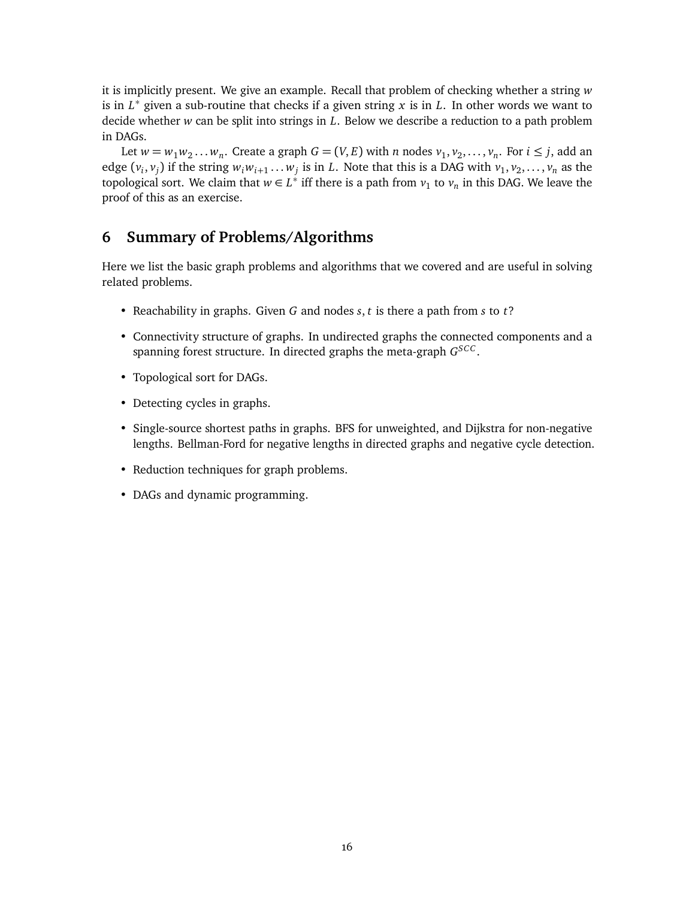it is implicitly present. We give an example. Recall that problem of checking whether a string $w$ is in $L^*$ given a sub-routine that checks if a given string $x$ is in $L$. In other words we want to decide whether $w$ can be split into strings in $L$. Below we describe a reduction to a path problem in DAGs.

Let $w = w_1 w_2 \dots w_n$. Create a graph $G = (V, E)$ with $n$ nodes $v_1, v_2, \dots, v_n$. For $i \le j$, add an edge $(v_i, v_j)$ if the string $w_i w_{i+1} \dots w_j$ is in $L$. Note that this is a DAG with $v_1, v_2, \dots, v_n$ as the topological sort. We claim that $w \in L^*$ iff there is a path from $v_1$ to $v_n$ in this DAG. We leave the proof of this as an exercise.

## 6 Summary of Problems/Algorithms

Here we list the basic graph problems and algorithms that we covered and are useful in solving related problems.

- Reachability in graphs. Given $G$ and nodes $s, t$ is there a path from $s$ to $t$?
- Connectivity structure of graphs. In undirected graphs the connected components and a spanning forest structure. In directed graphs the meta-graph $G^{SCC}$.
- Topological sort for DAGs.
- Detecting cycles in graphs.
- Single-source shortest paths in graphs. BFS for unweighted, and Dijkstra for non-negative lengths. Bellman-Ford for negative lengths in directed graphs and negative cycle detection.
- Reduction techniques for graph problems.
- DAGs and dynamic programming.